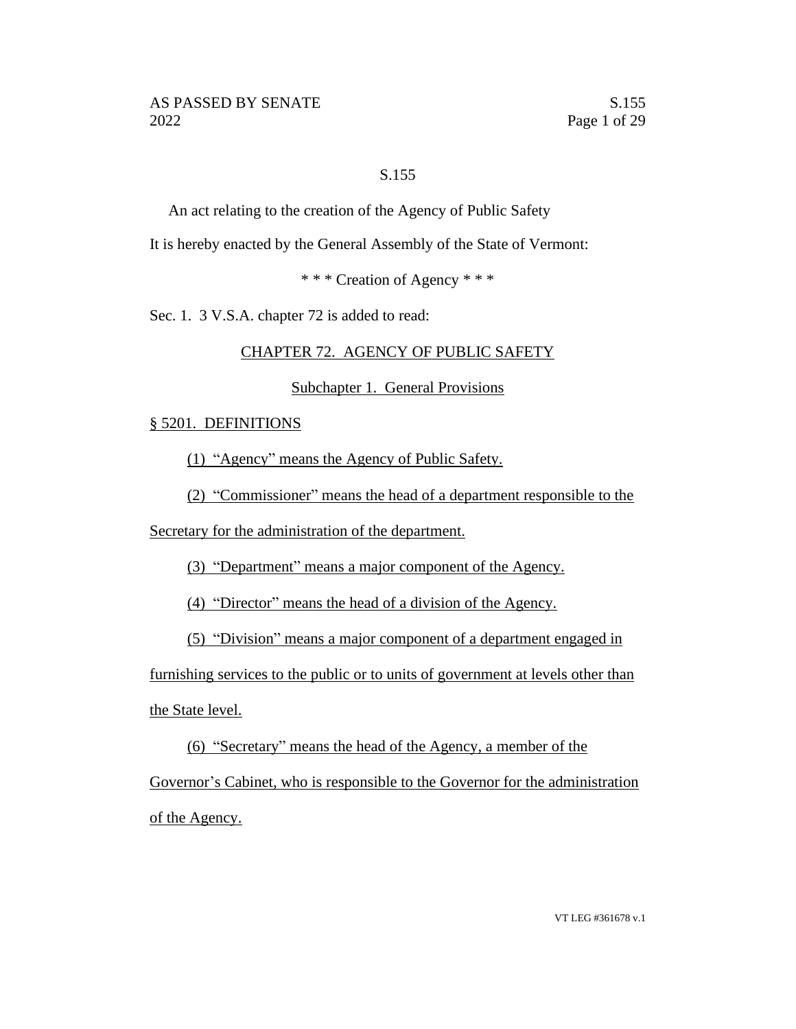S.155

An act relating to the creation of the Agency of Public Safety

It is hereby enacted by the General Assembly of the State of Vermont:

\* \* \* Creation of Agency \* \* \*

Sec. 1. 3 V.S.A. chapter 72 is added to read:

## CHAPTER 72. AGENCY OF PUBLIC SAFETY

### Subchapter 1. General Provisions

§ 5201. DEFINITIONS

(1) "Agency" means the Agency of Public Safety.

(2) "Commissioner" means the head of a department responsible to the Secretary for the administration of the department.

(3) "Department" means a major component of the Agency.

(4) "Director" means the head of a division of the Agency.

(5) "Division" means a major component of a department engaged in furnishing services to the public or to units of government at levels other than the State level.

(6) "Secretary" means the head of the Agency, a member of the Governor's Cabinet, who is responsible to the Governor for the administration of the Agency.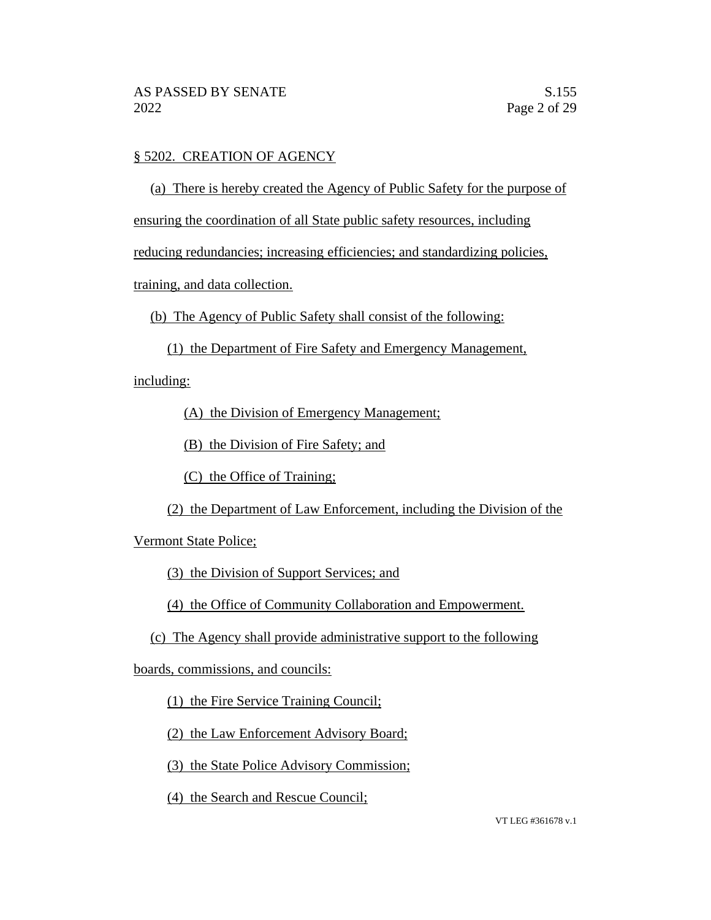§ 5202. CREATION OF AGENCY

(a) There is hereby created the Agency of Public Safety for the purpose of ensuring the coordination of all State public safety resources, including reducing redundancies; increasing efficiencies; and standardizing policies, training, and data collection.

(b) The Agency of Public Safety shall consist of the following:

(1) the Department of Fire Safety and Emergency Management, including:

(A) the Division of Emergency Management;

(B) the Division of Fire Safety; and

(C) the Office of Training;

(2) the Department of Law Enforcement, including the Division of the Vermont State Police;

(3) the Division of Support Services; and

(4) the Office of Community Collaboration and Empowerment.

(c) The Agency shall provide administrative support to the following boards, commissions, and councils:

(1) the Fire Service Training Council;

(2) the Law Enforcement Advisory Board;

(3) the State Police Advisory Commission;

(4) the Search and Rescue Council;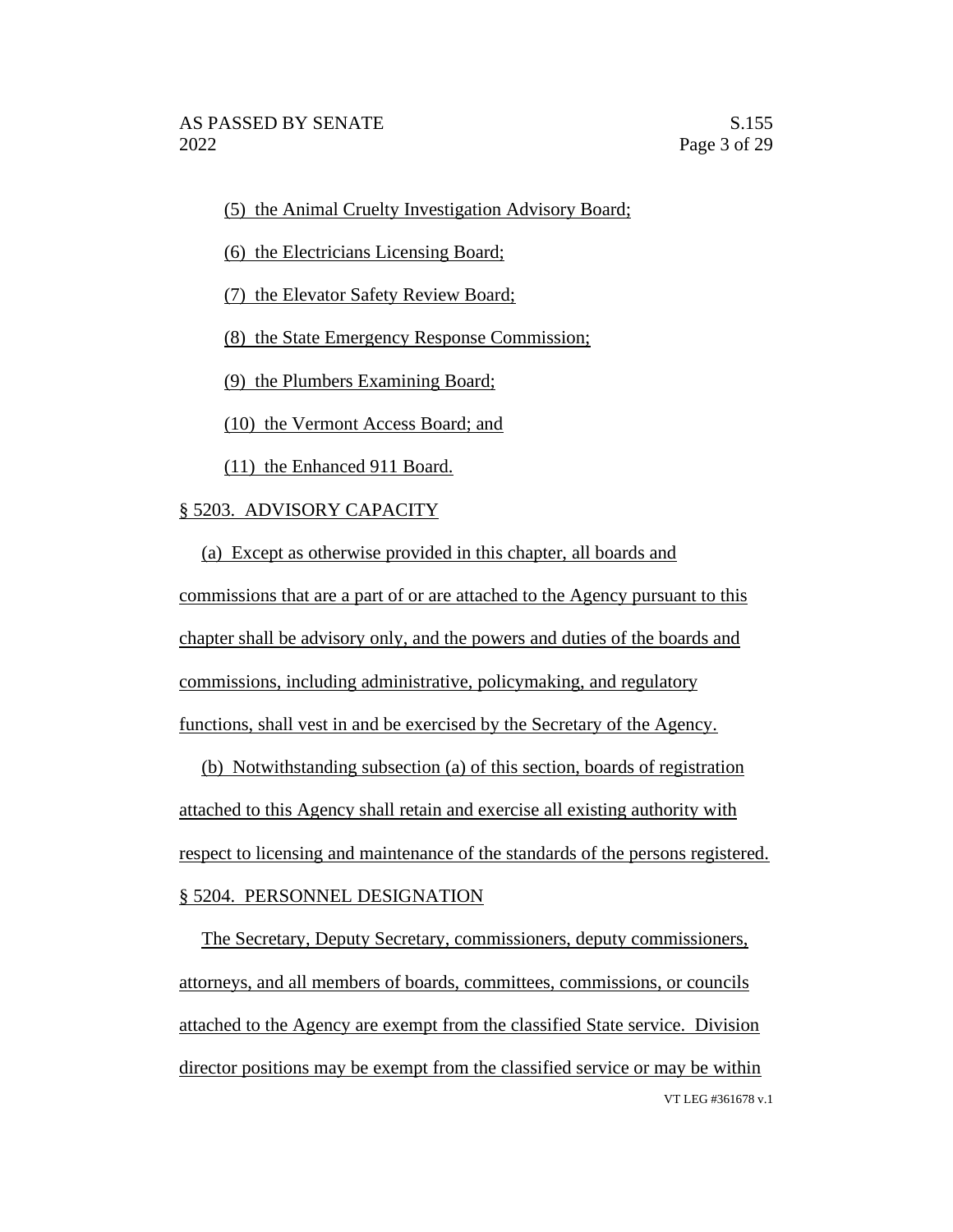(5) the Animal Cruelty Investigation Advisory Board;

(6) the Electricians Licensing Board;

(7) the Elevator Safety Review Board;

(8) the State Emergency Response Commission;

(9) the Plumbers Examining Board;

(10) the Vermont Access Board; and

(11) the Enhanced 911 Board.

§ 5203. ADVISORY CAPACITY

(a) Except as otherwise provided in this chapter, all boards and commissions that are a part of or are attached to the Agency pursuant to this chapter shall be advisory only, and the powers and duties of the boards and commissions, including administrative, policymaking, and regulatory functions, shall vest in and be exercised by the Secretary of the Agency.

(b) Notwithstanding subsection (a) of this section, boards of registration attached to this Agency shall retain and exercise all existing authority with respect to licensing and maintenance of the standards of the persons registered.

§ 5204. PERSONNEL DESIGNATION

The Secretary, Deputy Secretary, commissioners, deputy commissioners, attorneys, and all members of boards, committees, commissions, or councils attached to the Agency are exempt from the classified State service. Division director positions may be exempt from the classified service or may be within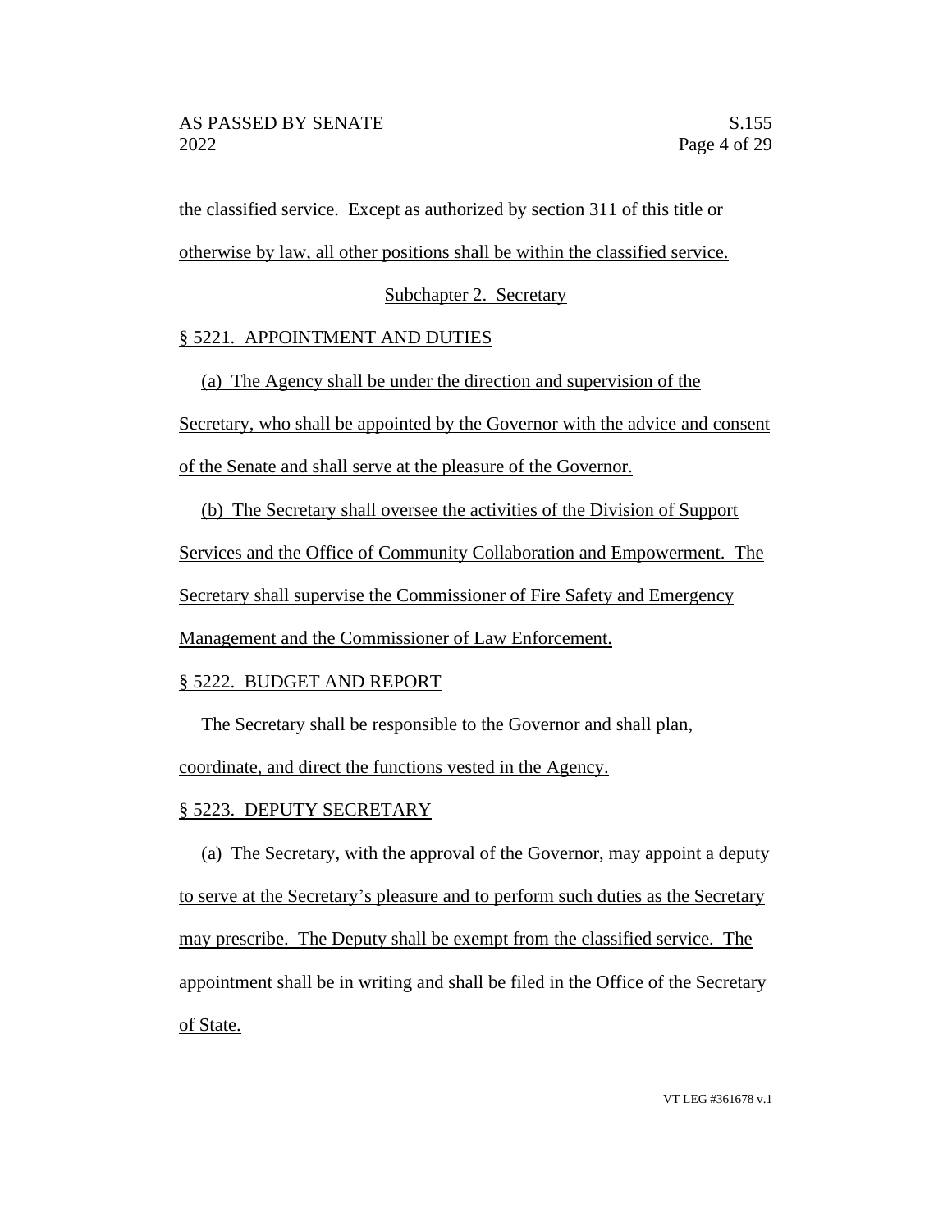the classified service. Except as authorized by section 311 of this title or otherwise by law, all other positions shall be within the classified service.

Subchapter 2. Secretary

§ 5221. APPOINTMENT AND DUTIES

(a) The Agency shall be under the direction and supervision of the Secretary, who shall be appointed by the Governor with the advice and consent of the Senate and shall serve at the pleasure of the Governor.

(b) The Secretary shall oversee the activities of the Division of Support Services and the Office of Community Collaboration and Empowerment. The Secretary shall supervise the Commissioner of Fire Safety and Emergency Management and the Commissioner of Law Enforcement.

§ 5222. BUDGET AND REPORT

The Secretary shall be responsible to the Governor and shall plan, coordinate, and direct the functions vested in the Agency.

§ 5223. DEPUTY SECRETARY

(a) The Secretary, with the approval of the Governor, may appoint a deputy to serve at the Secretary's pleasure and to perform such duties as the Secretary may prescribe. The Deputy shall be exempt from the classified service. The appointment shall be in writing and shall be filed in the Office of the Secretary of State.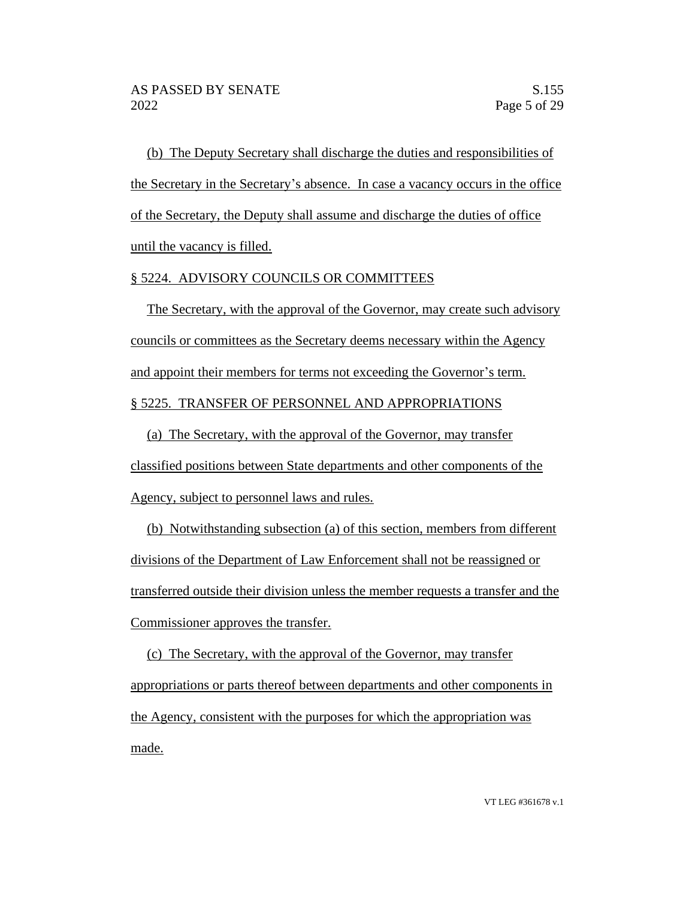(b) The Deputy Secretary shall discharge the duties and responsibilities of the Secretary in the Secretary's absence. In case a vacancy occurs in the office of the Secretary, the Deputy shall assume and discharge the duties of office until the vacancy is filled.

§ 5224. ADVISORY COUNCILS OR COMMITTEES

The Secretary, with the approval of the Governor, may create such advisory councils or committees as the Secretary deems necessary within the Agency and appoint their members for terms not exceeding the Governor's term.

§ 5225. TRANSFER OF PERSONNEL AND APPROPRIATIONS

(a) The Secretary, with the approval of the Governor, may transfer classified positions between State departments and other components of the Agency, subject to personnel laws and rules.

(b) Notwithstanding subsection (a) of this section, members from different divisions of the Department of Law Enforcement shall not be reassigned or transferred outside their division unless the member requests a transfer and the Commissioner approves the transfer.

(c) The Secretary, with the approval of the Governor, may transfer appropriations or parts thereof between departments and other components in the Agency, consistent with the purposes for which the appropriation was made.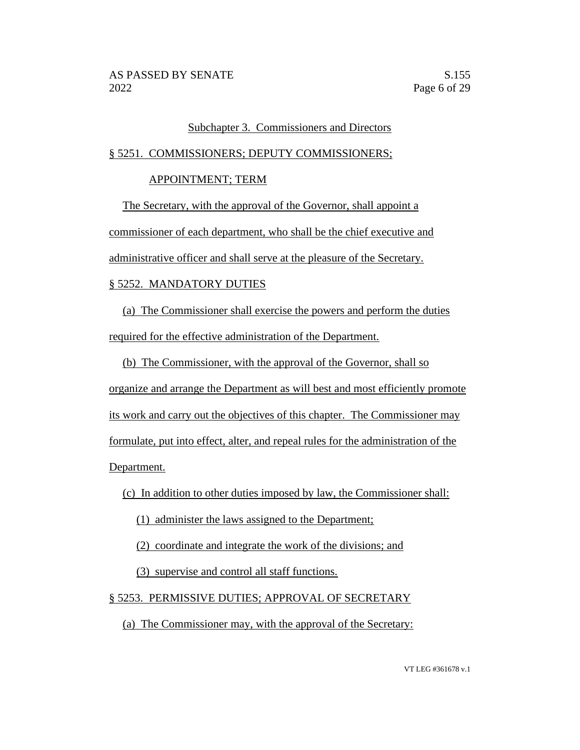Subchapter 3. Commissioners and Directors

§ 5251. COMMISSIONERS; DEPUTY COMMISSIONERS; APPOINTMENT; TERM

The Secretary, with the approval of the Governor, shall appoint a commissioner of each department, who shall be the chief executive and administrative officer and shall serve at the pleasure of the Secretary.

§ 5252. MANDATORY DUTIES

(a) The Commissioner shall exercise the powers and perform the duties required for the effective administration of the Department.

(b) The Commissioner, with the approval of the Governor, shall so organize and arrange the Department as will best and most efficiently promote its work and carry out the objectives of this chapter. The Commissioner may formulate, put into effect, alter, and repeal rules for the administration of the Department.

(c) In addition to other duties imposed by law, the Commissioner shall:

(1) administer the laws assigned to the Department;

(2) coordinate and integrate the work of the divisions; and

(3) supervise and control all staff functions.

§ 5253. PERMISSIVE DUTIES; APPROVAL OF SECRETARY

(a) The Commissioner may, with the approval of the Secretary: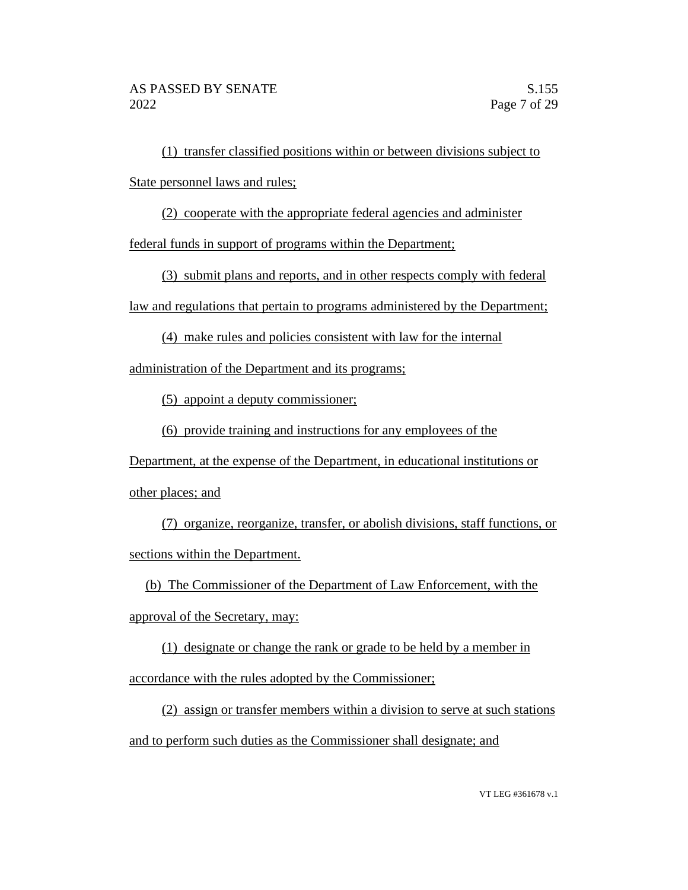(1) transfer classified positions within or between divisions subject to State personnel laws and rules;

(2) cooperate with the appropriate federal agencies and administer federal funds in support of programs within the Department;

(3) submit plans and reports, and in other respects comply with federal law and regulations that pertain to programs administered by the Department;

(4) make rules and policies consistent with law for the internal administration of the Department and its programs;

(5) appoint a deputy commissioner;

(6) provide training and instructions for any employees of the Department, at the expense of the Department, in educational institutions or other places; and

(7) organize, reorganize, transfer, or abolish divisions, staff functions, or sections within the Department.

(b) The Commissioner of the Department of Law Enforcement, with the approval of the Secretary, may:

(1) designate or change the rank or grade to be held by a member in accordance with the rules adopted by the Commissioner;

(2) assign or transfer members within a division to serve at such stations and to perform such duties as the Commissioner shall designate; and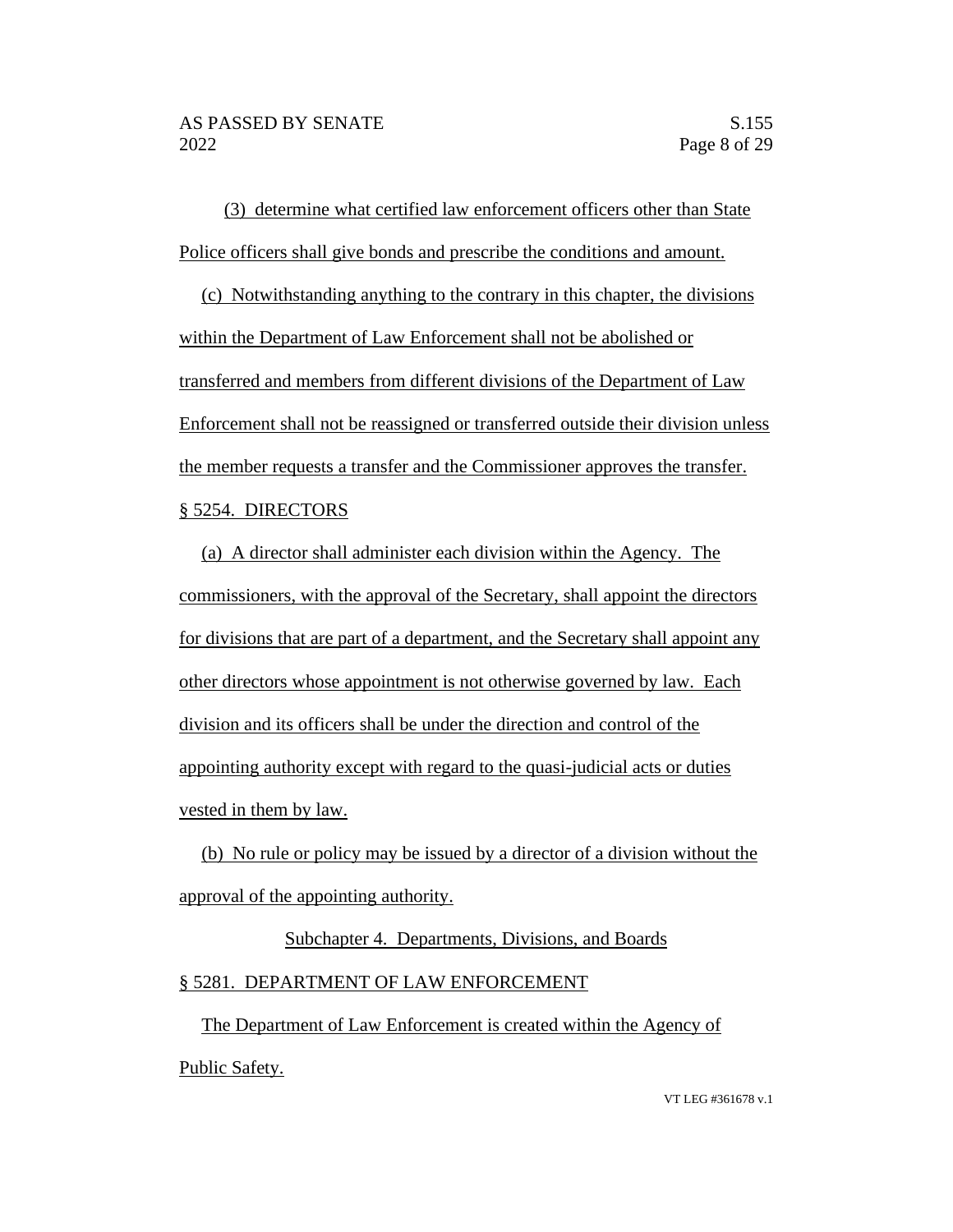(3) determine what certified law enforcement officers other than State Police officers shall give bonds and prescribe the conditions and amount.

(c) Notwithstanding anything to the contrary in this chapter, the divisions within the Department of Law Enforcement shall not be abolished or transferred and members from different divisions of the Department of Law Enforcement shall not be reassigned or transferred outside their division unless the member requests a transfer and the Commissioner approves the transfer.

§ 5254. DIRECTORS

(a) A director shall administer each division within the Agency. The commissioners, with the approval of the Secretary, shall appoint the directors for divisions that are part of a department, and the Secretary shall appoint any other directors whose appointment is not otherwise governed by law. Each division and its officers shall be under the direction and control of the appointing authority except with regard to the quasi-judicial acts or duties vested in them by law.

(b) No rule or policy may be issued by a director of a division without the approval of the appointing authority.

Subchapter 4. Departments, Divisions, and Boards

§ 5281. DEPARTMENT OF LAW ENFORCEMENT

The Department of Law Enforcement is created within the Agency of Public Safety.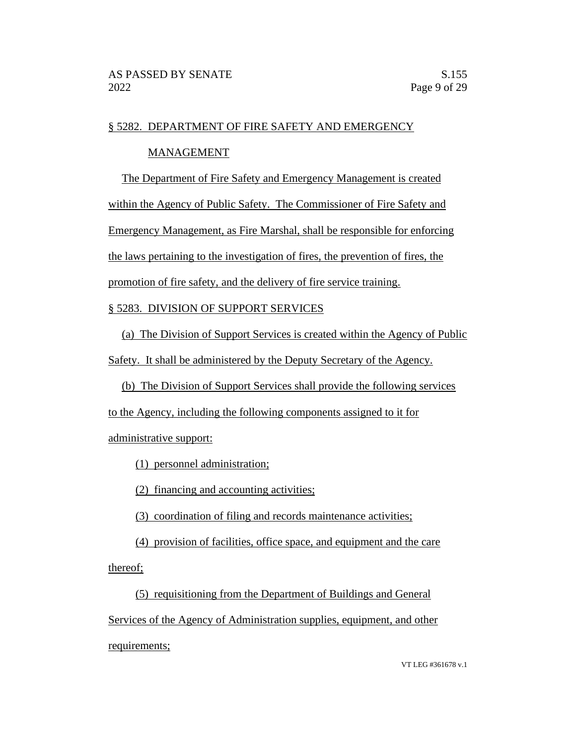§ 5282. DEPARTMENT OF FIRE SAFETY AND EMERGENCY MANAGEMENT

The Department of Fire Safety and Emergency Management is created within the Agency of Public Safety. The Commissioner of Fire Safety and Emergency Management, as Fire Marshal, shall be responsible for enforcing the laws pertaining to the investigation of fires, the prevention of fires, the promotion of fire safety, and the delivery of fire service training.

§ 5283. DIVISION OF SUPPORT SERVICES

(a) The Division of Support Services is created within the Agency of Public Safety. It shall be administered by the Deputy Secretary of the Agency.

(b) The Division of Support Services shall provide the following services to the Agency, including the following components assigned to it for administrative support:

(1) personnel administration;

(2) financing and accounting activities;

(3) coordination of filing and records maintenance activities;

(4) provision of facilities, office space, and equipment and the care thereof;

(5) requisitioning from the Department of Buildings and General Services of the Agency of Administration supplies, equipment, and other requirements;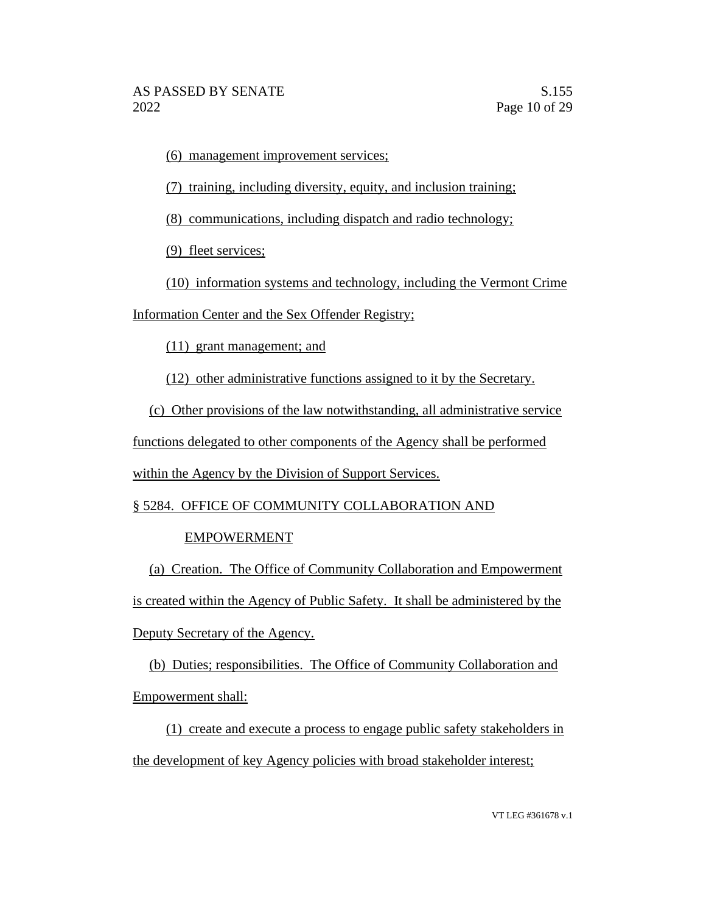(6) management improvement services;

(7) training, including diversity, equity, and inclusion training;

(8) communications, including dispatch and radio technology;

(9) fleet services;

(10) information systems and technology, including the Vermont Crime Information Center and the Sex Offender Registry;

(11) grant management; and

(12) other administrative functions assigned to it by the Secretary.

(c) Other provisions of the law notwithstanding, all administrative service functions delegated to other components of the Agency shall be performed within the Agency by the Division of Support Services.

§ 5284. OFFICE OF COMMUNITY COLLABORATION AND EMPOWERMENT

(a) Creation. The Office of Community Collaboration and Empowerment is created within the Agency of Public Safety. It shall be administered by the Deputy Secretary of the Agency.

(b) Duties; responsibilities. The Office of Community Collaboration and Empowerment shall:

(1) create and execute a process to engage public safety stakeholders in the development of key Agency policies with broad stakeholder interest;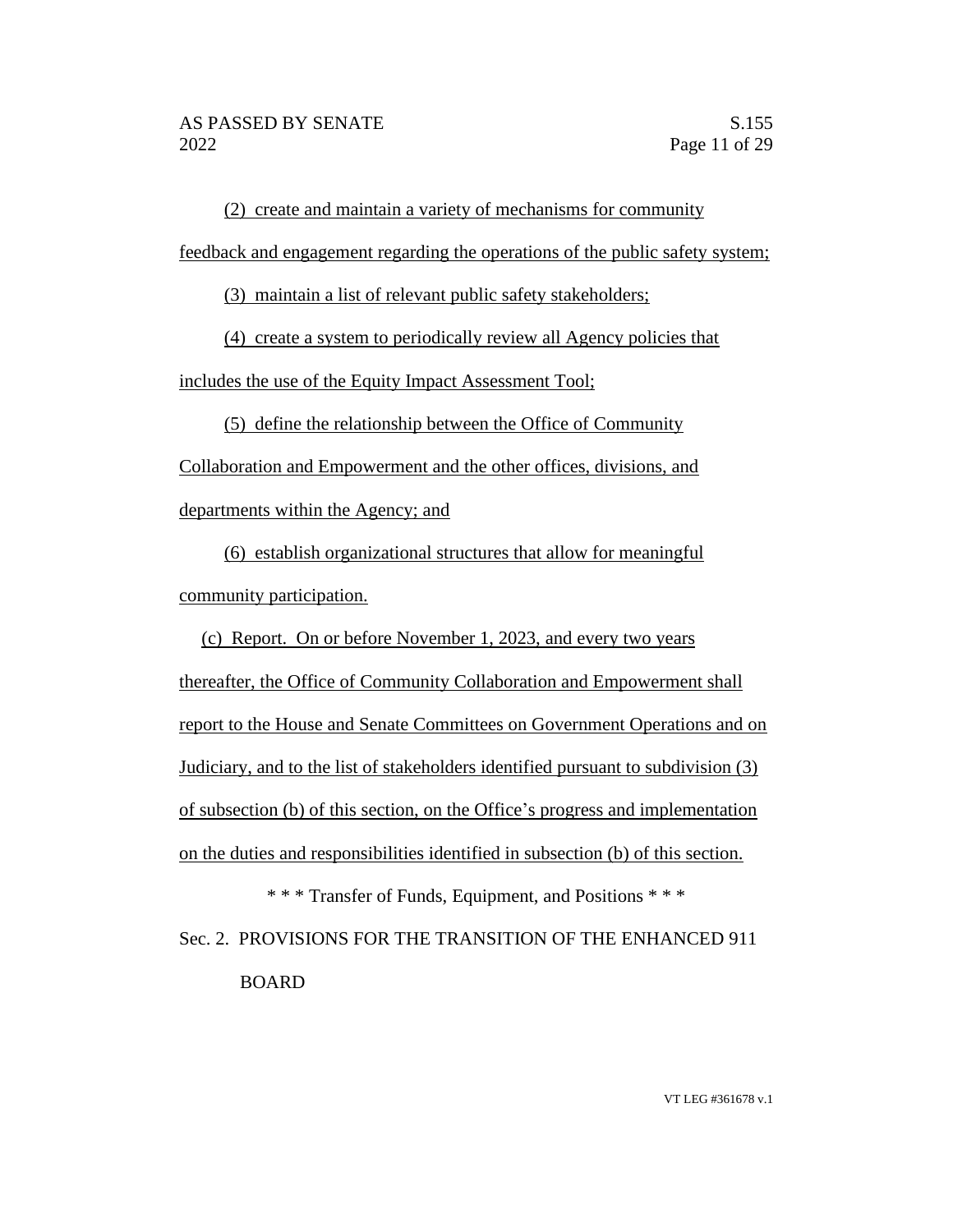(2) create and maintain a variety of mechanisms for community feedback and engagement regarding the operations of the public safety system;

(3) maintain a list of relevant public safety stakeholders;

(4) create a system to periodically review all Agency policies that includes the use of the Equity Impact Assessment Tool;

(5) define the relationship between the Office of Community Collaboration and Empowerment and the other offices, divisions, and departments within the Agency; and

(6) establish organizational structures that allow for meaningful community participation.

(c) Report. On or before November 1, 2023, and every two years thereafter, the Office of Community Collaboration and Empowerment shall report to the House and Senate Committees on Government Operations and on Judiciary, and to the list of stakeholders identified pursuant to subdivision (3) of subsection (b) of this section, on the Office's progress and implementation on the duties and responsibilities identified in subsection (b) of this section.

\* \* \* Transfer of Funds, Equipment, and Positions \* \* \*

Sec. 2. PROVISIONS FOR THE TRANSITION OF THE ENHANCED 911 BOARD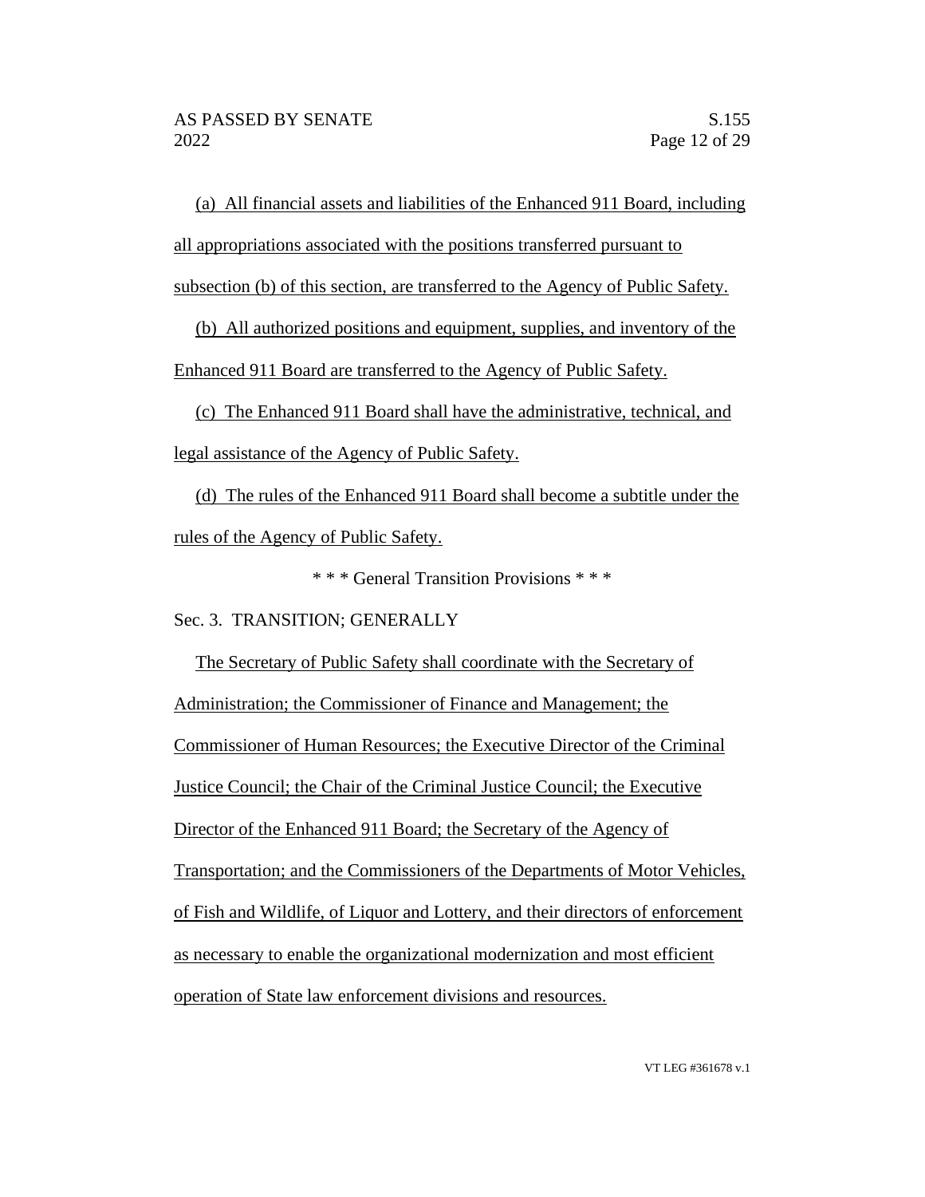(a) All financial assets and liabilities of the Enhanced 911 Board, including all appropriations associated with the positions transferred pursuant to subsection (b) of this section, are transferred to the Agency of Public Safety.

(b) All authorized positions and equipment, supplies, and inventory of the Enhanced 911 Board are transferred to the Agency of Public Safety.

(c) The Enhanced 911 Board shall have the administrative, technical, and legal assistance of the Agency of Public Safety.

(d) The rules of the Enhanced 911 Board shall become a subtitle under the rules of the Agency of Public Safety.

\* \* \* General Transition Provisions \* \* \*

Sec. 3. TRANSITION; GENERALLY

The Secretary of Public Safety shall coordinate with the Secretary of Administration; the Commissioner of Finance and Management; the Commissioner of Human Resources; the Executive Director of the Criminal Justice Council; the Chair of the Criminal Justice Council; the Executive Director of the Enhanced 911 Board; the Secretary of the Agency of Transportation; and the Commissioners of the Departments of Motor Vehicles, of Fish and Wildlife, of Liquor and Lottery, and their directors of enforcement as necessary to enable the organizational modernization and most efficient operation of State law enforcement divisions and resources.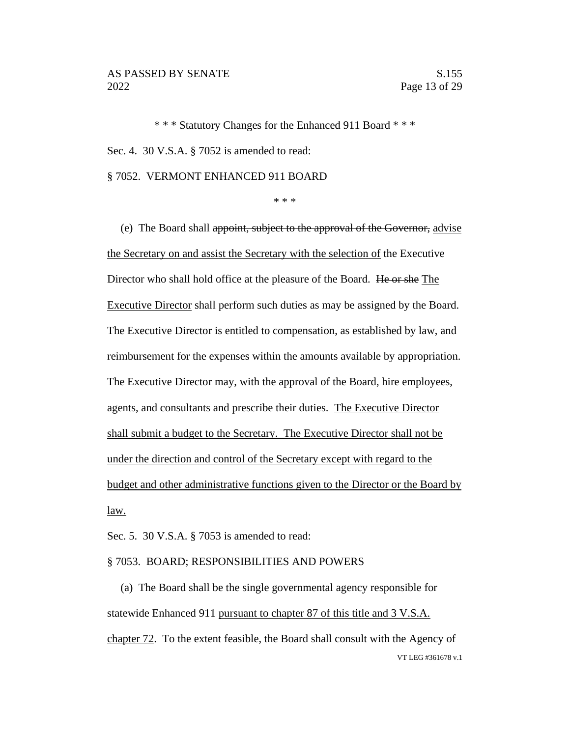\* \* \* Statutory Changes for the Enhanced 911 Board \* \* \*

Sec. 4. 30 V.S.A. § 7052 is amended to read:

§ 7052. VERMONT ENHANCED 911 BOARD

\* \* \*

(e) The Board shall ~~appoint, subject to the approval of the Governor,~~ <u>advise the Secretary on and assist the Secretary with the selection of</u> the Executive Director who shall hold office at the pleasure of the Board. ~~He or she~~ <u>The Executive Director</u> shall perform such duties as may be assigned by the Board. The Executive Director is entitled to compensation, as established by law, and reimbursement for the expenses within the amounts available by appropriation. The Executive Director may, with the approval of the Board, hire employees, agents, and consultants and prescribe their duties. <u>The Executive Director shall submit a budget to the Secretary. The Executive Director shall not be under the direction and control of the Secretary except with regard to the budget and other administrative functions given to the Director or the Board by law.</u>

Sec. 5. 30 V.S.A. § 7053 is amended to read:

§ 7053. BOARD; RESPONSIBILITIES AND POWERS

(a) The Board shall be the single governmental agency responsible for statewide Enhanced 911 <u>pursuant to chapter 87 of this title and 3 V.S.A. chapter 72</u>. To the extent feasible, the Board shall consult with the Agency of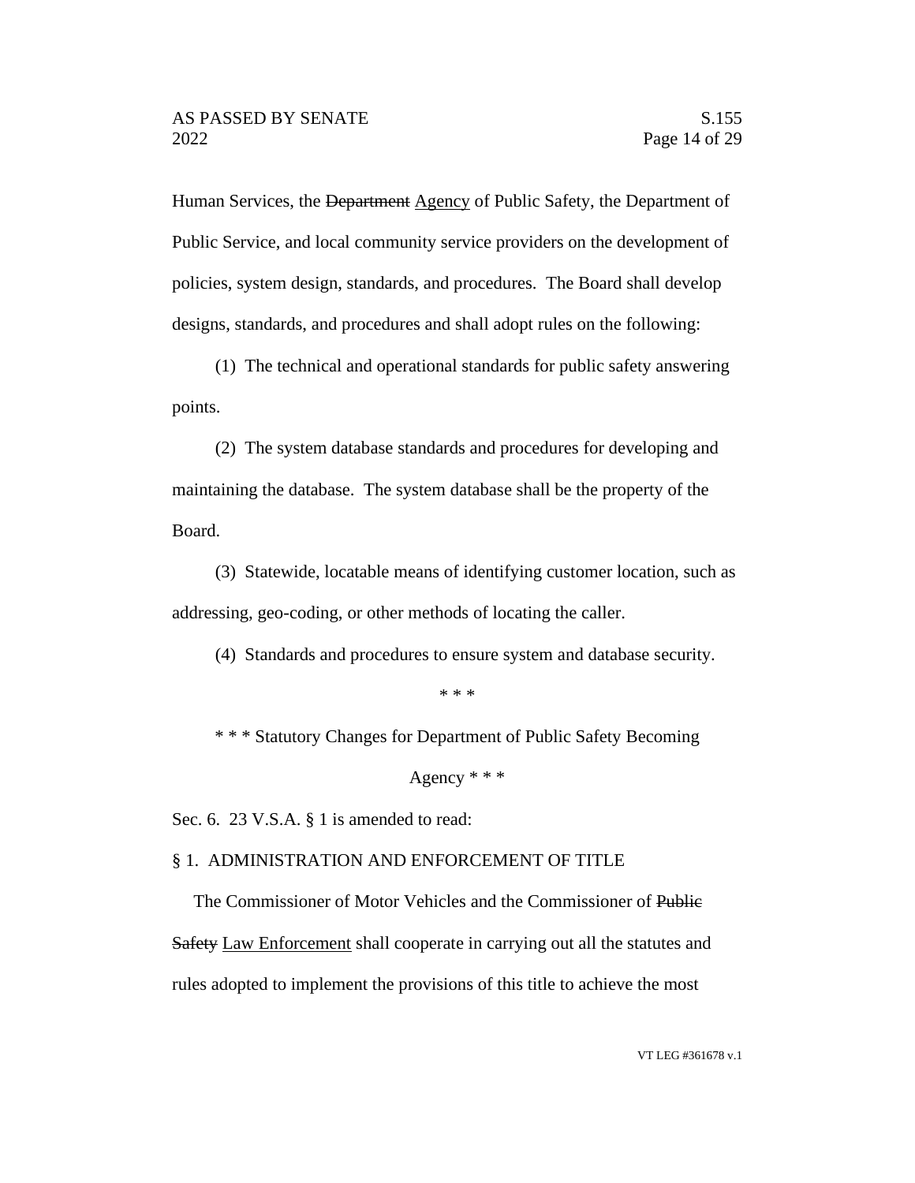Human Services, the ~~Department~~ <u>Agency</u> of Public Safety, the Department of Public Service, and local community service providers on the development of policies, system design, standards, and procedures. The Board shall develop designs, standards, and procedures and shall adopt rules on the following:

(1) The technical and operational standards for public safety answering points.

(2) The system database standards and procedures for developing and maintaining the database. The system database shall be the property of the Board.

(3) Statewide, locatable means of identifying customer location, such as addressing, geo-coding, or other methods of locating the caller.

(4) Standards and procedures to ensure system and database security.

\* \* \*

\* \* \* Statutory Changes for Department of Public Safety Becoming Agency \* \* \*

Sec. 6. 23 V.S.A. § 1 is amended to read:

§ 1. ADMINISTRATION AND ENFORCEMENT OF TITLE

The Commissioner of Motor Vehicles and the Commissioner of ~~Public Safety~~ <u>Law Enforcement</u> shall cooperate in carrying out all the statutes and rules adopted to implement the provisions of this title to achieve the most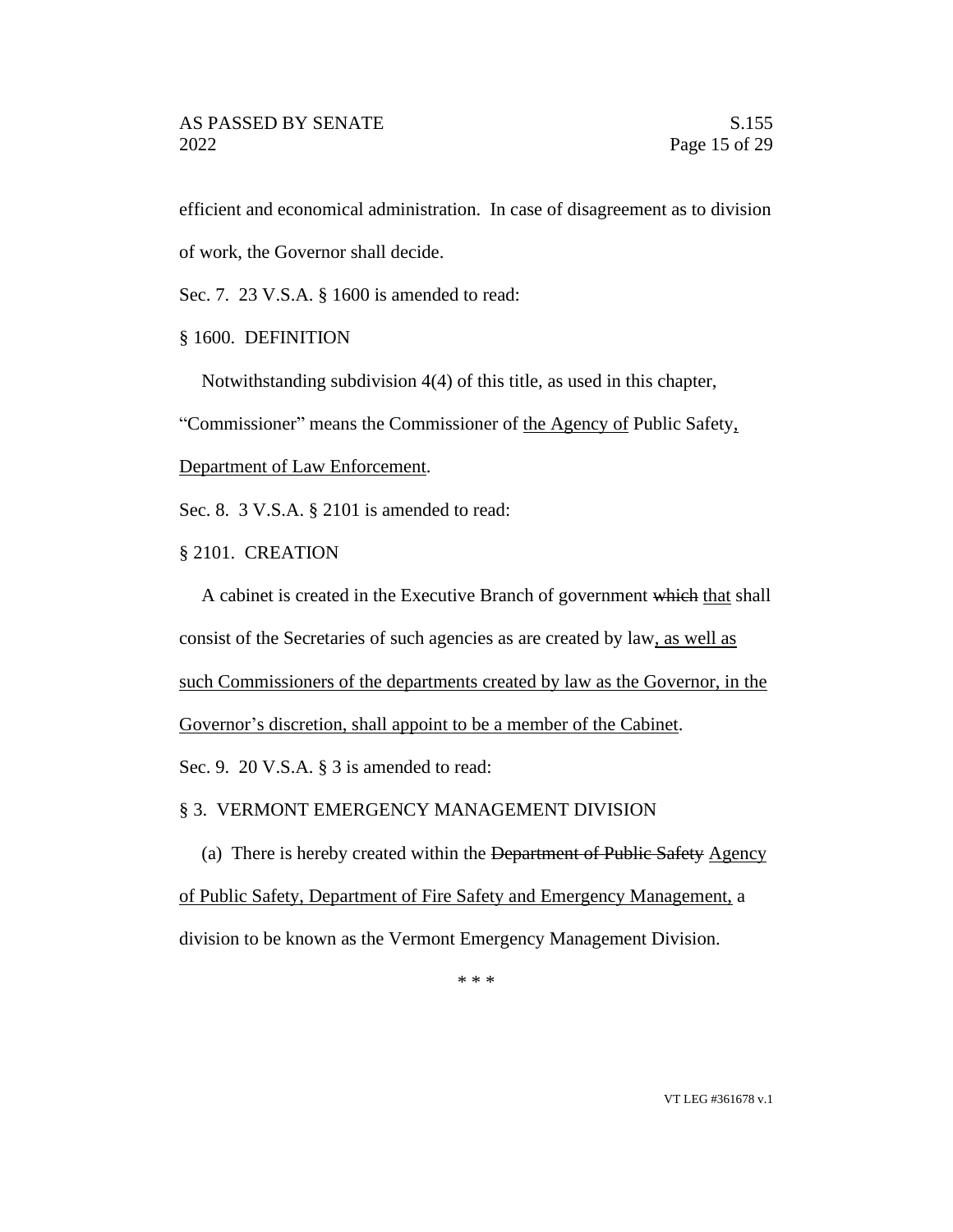efficient and economical administration. In case of disagreement as to division of work, the Governor shall decide.

Sec. 7. 23 V.S.A. § 1600 is amended to read:

§ 1600. DEFINITION

Notwithstanding subdivision 4(4) of this title, as used in this chapter, "Commissioner" means the Commissioner of <u>the Agency of</u> Public Safety<u>, Department of Law Enforcement</u>.

Sec. 8. 3 V.S.A. § 2101 is amended to read:

§ 2101. CREATION

A cabinet is created in the Executive Branch of government ~~which~~ <u>that</u> shall consist of the Secretaries of such agencies as are created by law<u>, as well as such Commissioners of the departments created by law as the Governor, in the Governor's discretion, shall appoint to be a member of the Cabinet</u>.

Sec. 9. 20 V.S.A. § 3 is amended to read:

§ 3. VERMONT EMERGENCY MANAGEMENT DIVISION

(a) There is hereby created within the ~~Department of Public Safety~~ <u>Agency of Public Safety, Department of Fire Safety and Emergency Management,</u> a division to be known as the Vermont Emergency Management Division.

\* \* \*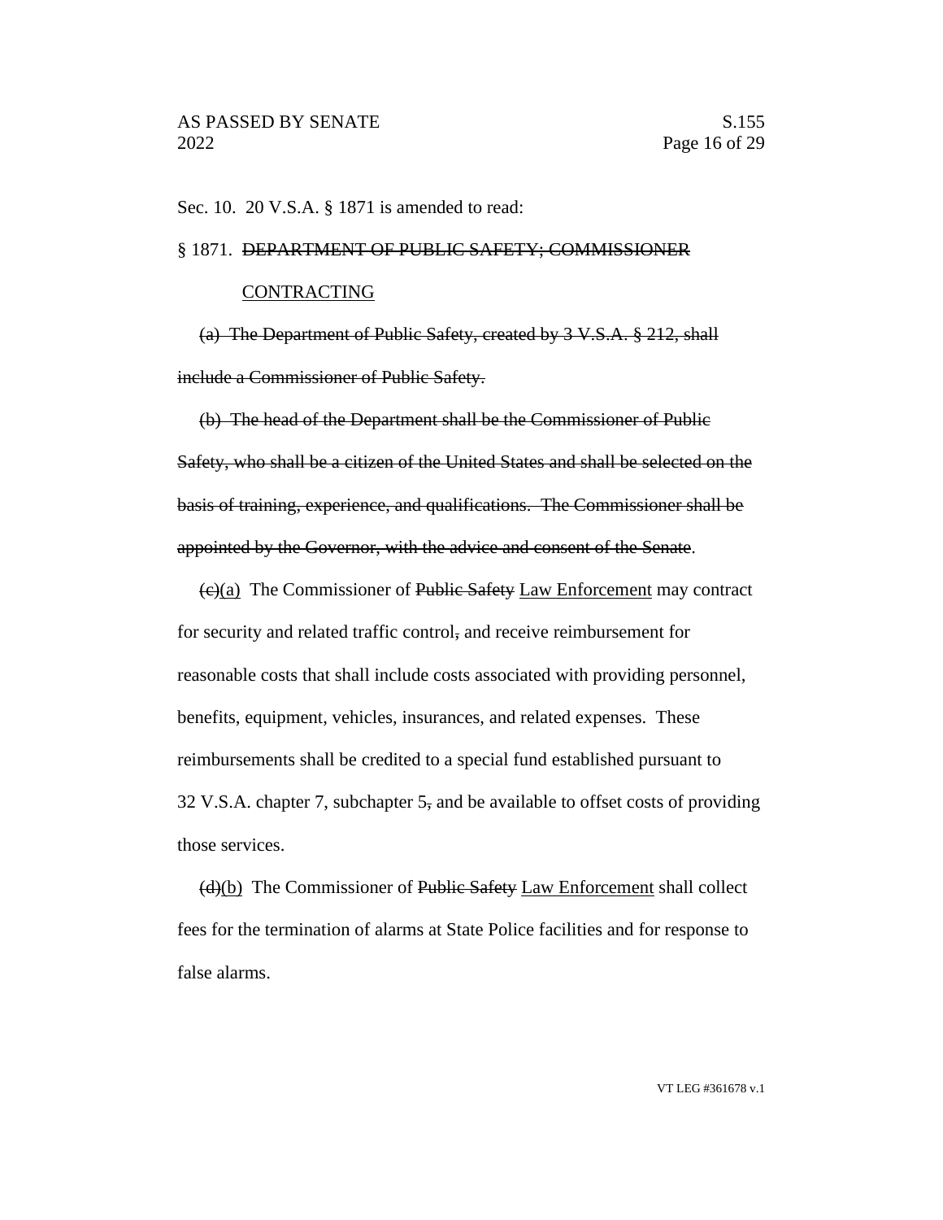Sec. 10. 20 V.S.A. § 1871 is amended to read:

§ 1871. ~~DEPARTMENT OF PUBLIC SAFETY; COMMISSIONER~~ <u>CONTRACTING</u>

~~(a) The Department of Public Safety, created by 3 V.S.A. § 212, shall include a Commissioner of Public Safety.~~

~~(b) The head of the Department shall be the Commissioner of Public Safety, who shall be a citizen of the United States and shall be selected on the basis of training, experience, and qualifications. The Commissioner shall be appointed by the Governor, with the advice and consent of the Senate~~.

~~(c)~~<u>(a)</u> The Commissioner of ~~Public Safety~~ <u>Law Enforcement</u> may contract for security and related traffic control~~,~~ and receive reimbursement for reasonable costs that shall include costs associated with providing personnel, benefits, equipment, vehicles, insurances, and related expenses. These reimbursements shall be credited to a special fund established pursuant to 32 V.S.A. chapter 7, subchapter 5~~,~~ and be available to offset costs of providing those services.

~~(d)~~<u>(b)</u> The Commissioner of ~~Public Safety~~ <u>Law Enforcement</u> shall collect fees for the termination of alarms at State Police facilities and for response to false alarms.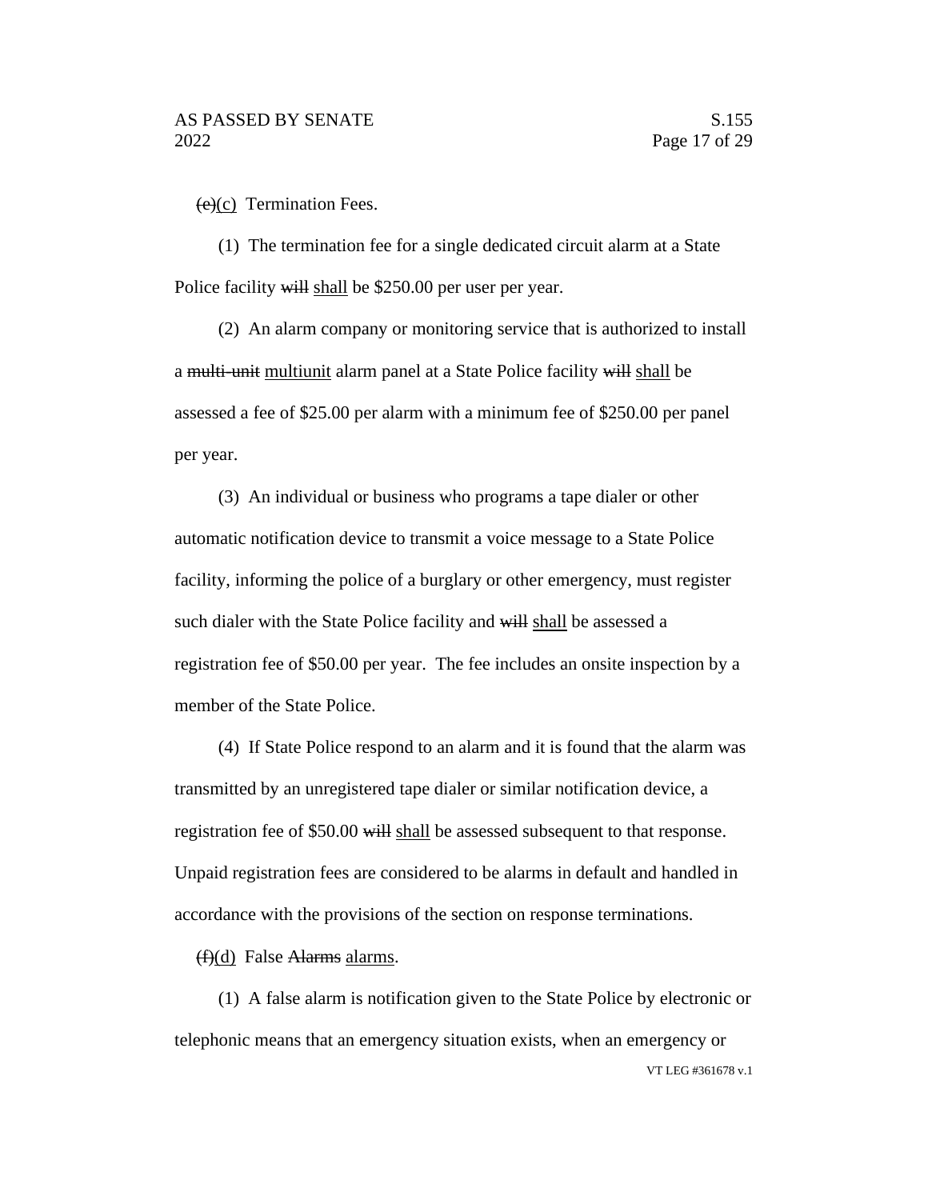~~(e)~~(c) Termination Fees.

(1) The termination fee for a single dedicated circuit alarm at a State Police facility ~~will~~ shall be $250.00 per user per year.

(2) An alarm company or monitoring service that is authorized to install a ~~multi-unit~~ multiunit alarm panel at a State Police facility ~~will~~ shall be assessed a fee of $25.00 per alarm with a minimum fee of $250.00 per panel per year.

(3) An individual or business who programs a tape dialer or other automatic notification device to transmit a voice message to a State Police facility, informing the police of a burglary or other emergency, must register such dialer with the State Police facility and ~~will~~ shall be assessed a registration fee of $50.00 per year. The fee includes an onsite inspection by a member of the State Police.

(4) If State Police respond to an alarm and it is found that the alarm was transmitted by an unregistered tape dialer or similar notification device, a registration fee of $50.00 ~~will~~ shall be assessed subsequent to that response. Unpaid registration fees are considered to be alarms in default and handled in accordance with the provisions of the section on response terminations.

~~(f)~~(d) False ~~Alarms~~ alarms.

(1) A false alarm is notification given to the State Police by electronic or telephonic means that an emergency situation exists, when an emergency or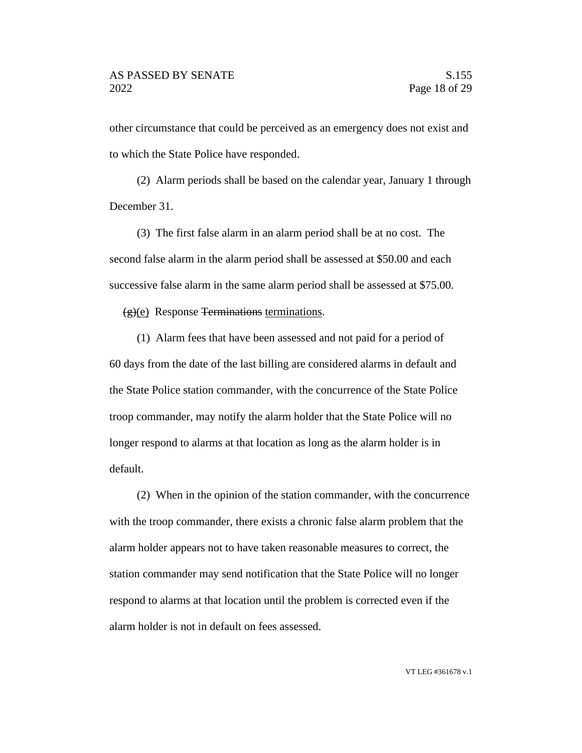other circumstance that could be perceived as an emergency does not exist and to which the State Police have responded.

(2) Alarm periods shall be based on the calendar year, January 1 through December 31.

(3) The first false alarm in an alarm period shall be at no cost. The second false alarm in the alarm period shall be assessed at $50.00 and each successive false alarm in the same alarm period shall be assessed at $75.00.

~~(g)~~(e) Response ~~Terminations~~ terminations.

(1) Alarm fees that have been assessed and not paid for a period of 60 days from the date of the last billing are considered alarms in default and the State Police station commander, with the concurrence of the State Police troop commander, may notify the alarm holder that the State Police will no longer respond to alarms at that location as long as the alarm holder is in default.

(2) When in the opinion of the station commander, with the concurrence with the troop commander, there exists a chronic false alarm problem that the alarm holder appears not to have taken reasonable measures to correct, the station commander may send notification that the State Police will no longer respond to alarms at that location until the problem is corrected even if the alarm holder is not in default on fees assessed.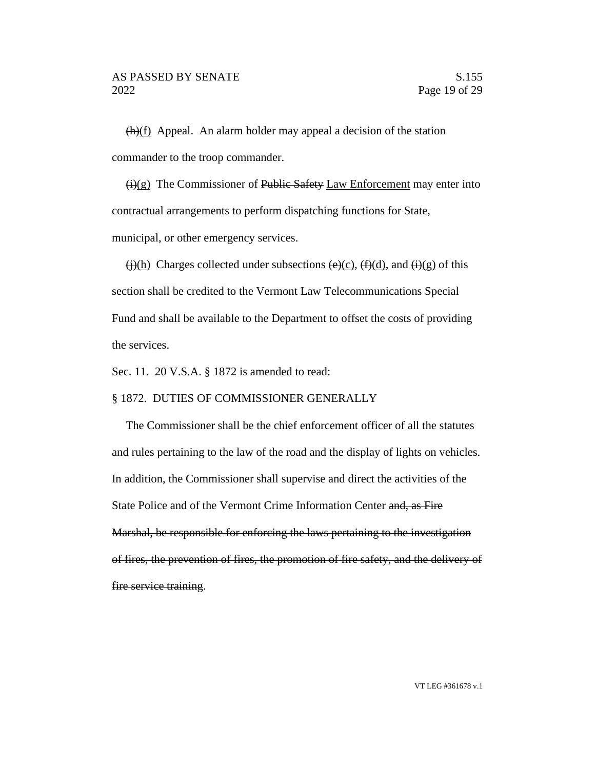~~(h)~~<u>(f)</u> Appeal. An alarm holder may appeal a decision of the station commander to the troop commander.

~~(i)~~<u>(g)</u> The Commissioner of ~~Public Safety~~ <u>Law Enforcement</u> may enter into contractual arrangements to perform dispatching functions for State, municipal, or other emergency services.

~~(j)~~<u>(h)</u> Charges collected under subsections ~~(e)~~<u>(c)</u>, ~~(f)~~<u>(d)</u>, and ~~(i)~~<u>(g)</u> of this section shall be credited to the Vermont Law Telecommunications Special Fund and shall be available to the Department to offset the costs of providing the services.

Sec. 11. 20 V.S.A. § 1872 is amended to read:

§ 1872. DUTIES OF COMMISSIONER GENERALLY

The Commissioner shall be the chief enforcement officer of all the statutes and rules pertaining to the law of the road and the display of lights on vehicles. In addition, the Commissioner shall supervise and direct the activities of the State Police and of the Vermont Crime Information Center ~~and, as Fire Marshal, be responsible for enforcing the laws pertaining to the investigation of fires, the prevention of fires, the promotion of fire safety, and the delivery of fire service training~~.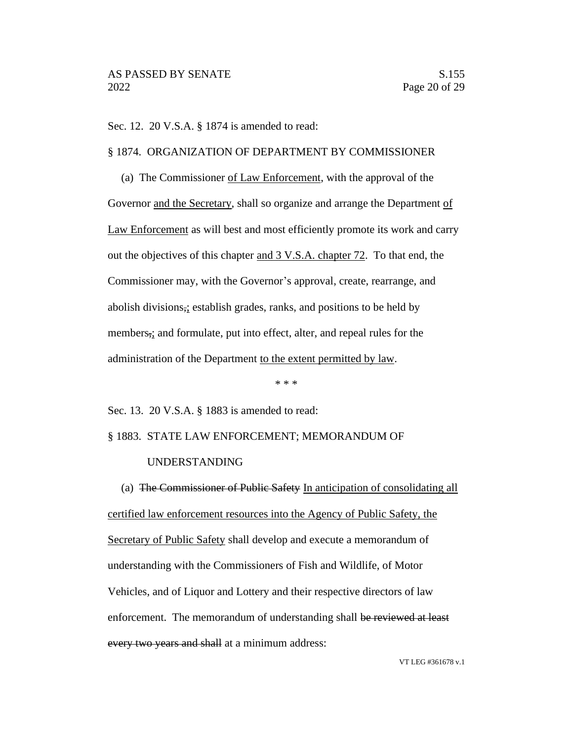Sec. 12. 20 V.S.A. § 1874 is amended to read:

§ 1874. ORGANIZATION OF DEPARTMENT BY COMMISSIONER

(a) The Commissioner <u>of Law Enforcement</u>, with the approval of the Governor <u>and the Secretary</u>, shall so organize and arrange the Department <u>of Law Enforcement</u> as will best and most efficiently promote its work and carry out the objectives of this chapter <u>and 3 V.S.A. chapter 72</u>. To that end, the Commissioner may, with the Governor's approval, create, rearrange, and abolish divisions~~,~~<u>;</u> establish grades, ranks, and positions to be held by members~~,~~<u>;</u> and formulate, put into effect, alter, and repeal rules for the administration of the Department <u>to the extent permitted by law</u>.

\* \* \*

Sec. 13. 20 V.S.A. § 1883 is amended to read:

§ 1883. STATE LAW ENFORCEMENT; MEMORANDUM OF UNDERSTANDING

(a) ~~The Commissioner of Public Safety~~ <u>In anticipation of consolidating all certified law enforcement resources into the Agency of Public Safety, the Secretary of Public Safety</u> shall develop and execute a memorandum of understanding with the Commissioners of Fish and Wildlife, of Motor Vehicles, and of Liquor and Lottery and their respective directors of law enforcement. The memorandum of understanding shall ~~be reviewed at least every two years and shall~~ at a minimum address: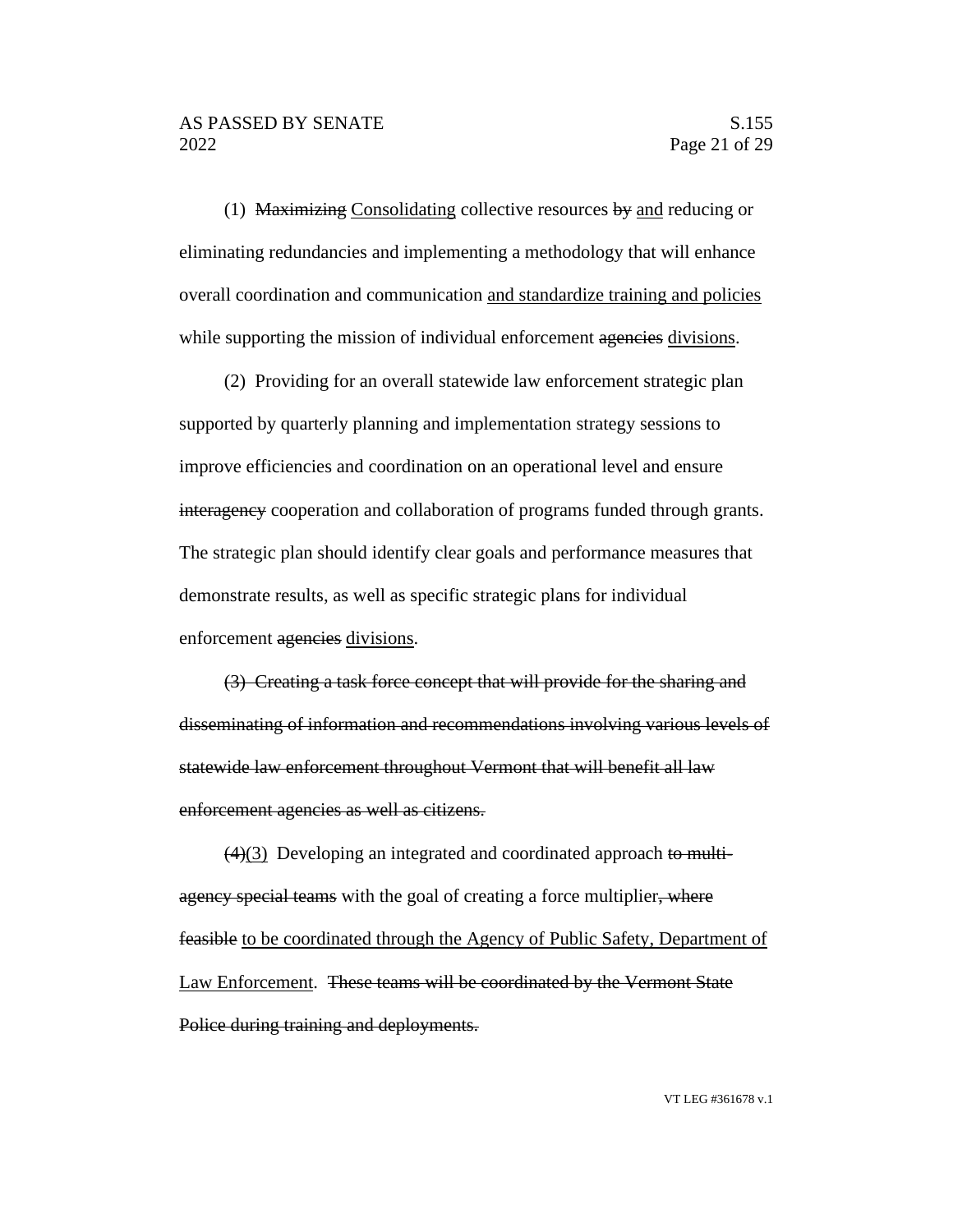(1) ~~Maximizing~~ <u>Consolidating</u> collective resources ~~by~~ <u>and</u> reducing or eliminating redundancies and implementing a methodology that will enhance overall coordination and communication <u>and standardize training and policies</u> while supporting the mission of individual enforcement ~~agencies~~ <u>divisions</u>.

(2) Providing for an overall statewide law enforcement strategic plan supported by quarterly planning and implementation strategy sessions to improve efficiencies and coordination on an operational level and ensure ~~interagency~~ cooperation and collaboration of programs funded through grants. The strategic plan should identify clear goals and performance measures that demonstrate results, as well as specific strategic plans for individual enforcement ~~agencies~~ <u>divisions</u>.

~~(3) Creating a task force concept that will provide for the sharing and disseminating of information and recommendations involving various levels of statewide law enforcement throughout Vermont that will benefit all law enforcement agencies as well as citizens.~~

~~(4)~~<u>(3)</u> Developing an integrated and coordinated approach ~~to multi-agency special teams~~ with the goal of creating a force multiplier~~, where feasible~~ <u>to be coordinated through the Agency of Public Safety, Department of Law Enforcement</u>. ~~These teams will be coordinated by the Vermont State Police during training and deployments.~~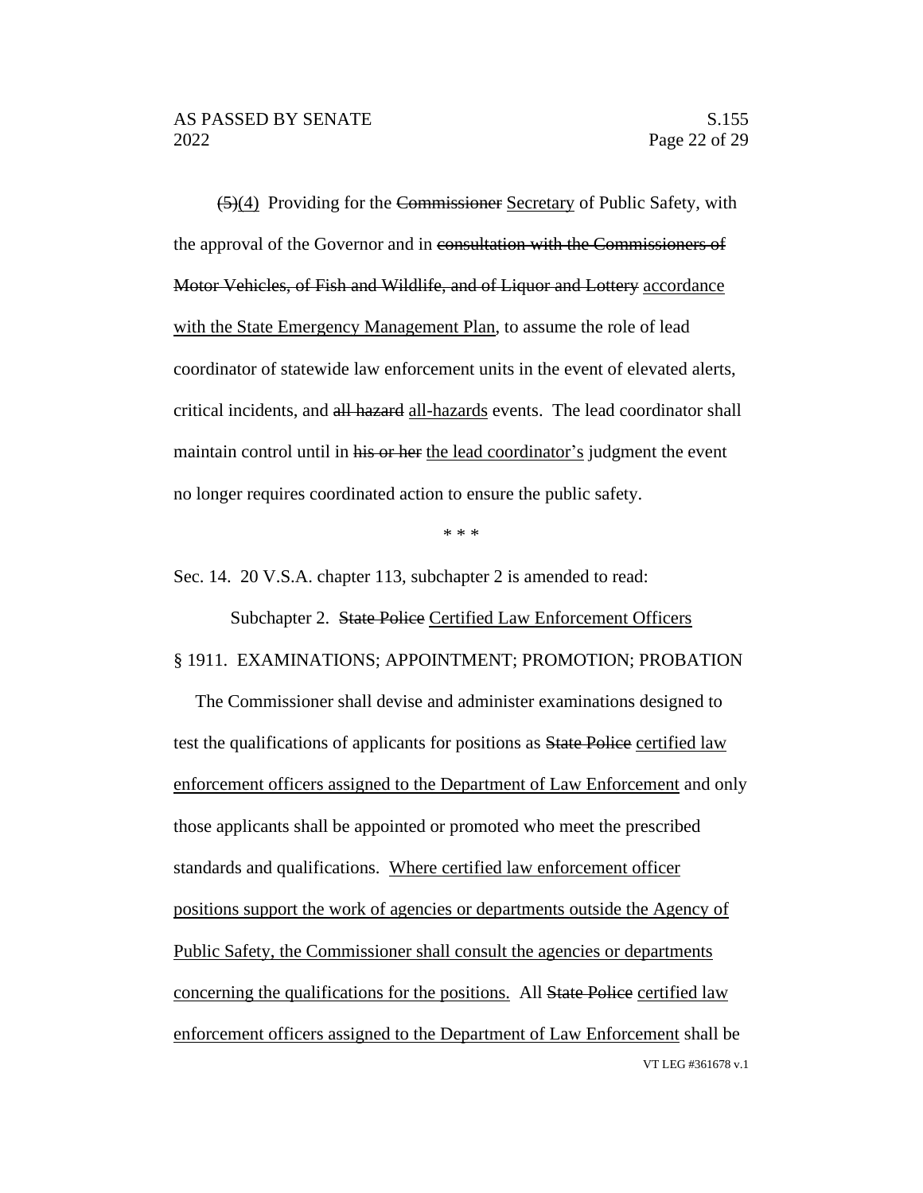~~(5)~~(4) Providing for the ~~Commissioner~~ Secretary of Public Safety, with the approval of the Governor and in ~~consultation with the Commissioners of Motor Vehicles, of Fish and Wildlife, and of Liquor and Lottery~~ accordance with the State Emergency Management Plan, to assume the role of lead coordinator of statewide law enforcement units in the event of elevated alerts, critical incidents, and ~~all hazard~~ all-hazards events. The lead coordinator shall maintain control until in ~~his or her~~ the lead coordinator's judgment the event no longer requires coordinated action to ensure the public safety.

\* \* \*

Sec. 14. 20 V.S.A. chapter 113, subchapter 2 is amended to read:

Subchapter 2. ~~State Police~~ Certified Law Enforcement Officers

§ 1911. EXAMINATIONS; APPOINTMENT; PROMOTION; PROBATION

The Commissioner shall devise and administer examinations designed to test the qualifications of applicants for positions as ~~State Police~~ certified law enforcement officers assigned to the Department of Law Enforcement and only those applicants shall be appointed or promoted who meet the prescribed standards and qualifications. Where certified law enforcement officer positions support the work of agencies or departments outside the Agency of Public Safety, the Commissioner shall consult the agencies or departments concerning the qualifications for the positions. All ~~State Police~~ certified law enforcement officers assigned to the Department of Law Enforcement shall be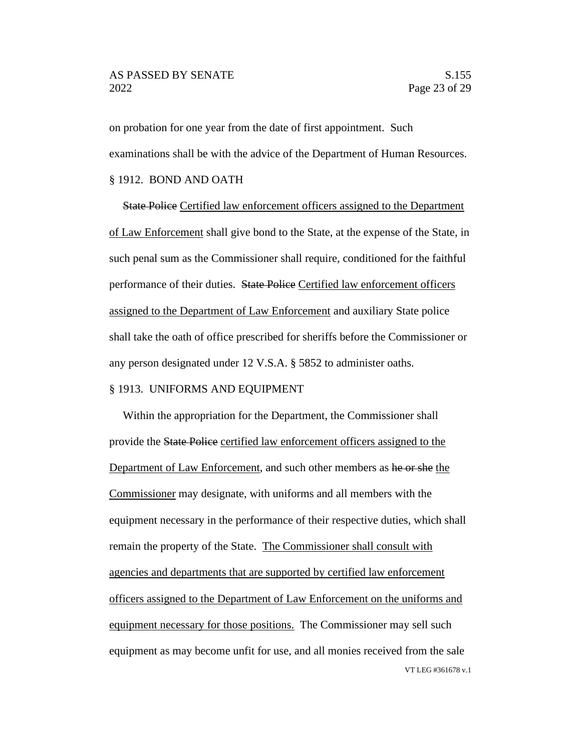on probation for one year from the date of first appointment. Such examinations shall be with the advice of the Department of Human Resources.

§ 1912. BOND AND OATH

~~State Police~~ <u>Certified law enforcement officers assigned to the Department of Law Enforcement</u> shall give bond to the State, at the expense of the State, in such penal sum as the Commissioner shall require, conditioned for the faithful performance of their duties. ~~State Police~~ <u>Certified law enforcement officers assigned to the Department of Law Enforcement</u> and auxiliary State police shall take the oath of office prescribed for sheriffs before the Commissioner or any person designated under 12 V.S.A. § 5852 to administer oaths.

§ 1913. UNIFORMS AND EQUIPMENT

Within the appropriation for the Department, the Commissioner shall provide the ~~State Police~~ <u>certified law enforcement officers assigned to the Department of Law Enforcement</u>, and such other members as ~~he or she~~ <u>the Commissioner</u> may designate, with uniforms and all members with the equipment necessary in the performance of their respective duties, which shall remain the property of the State. <u>The Commissioner shall consult with agencies and departments that are supported by certified law enforcement officers assigned to the Department of Law Enforcement on the uniforms and equipment necessary for those positions.</u> The Commissioner may sell such equipment as may become unfit for use, and all monies received from the sale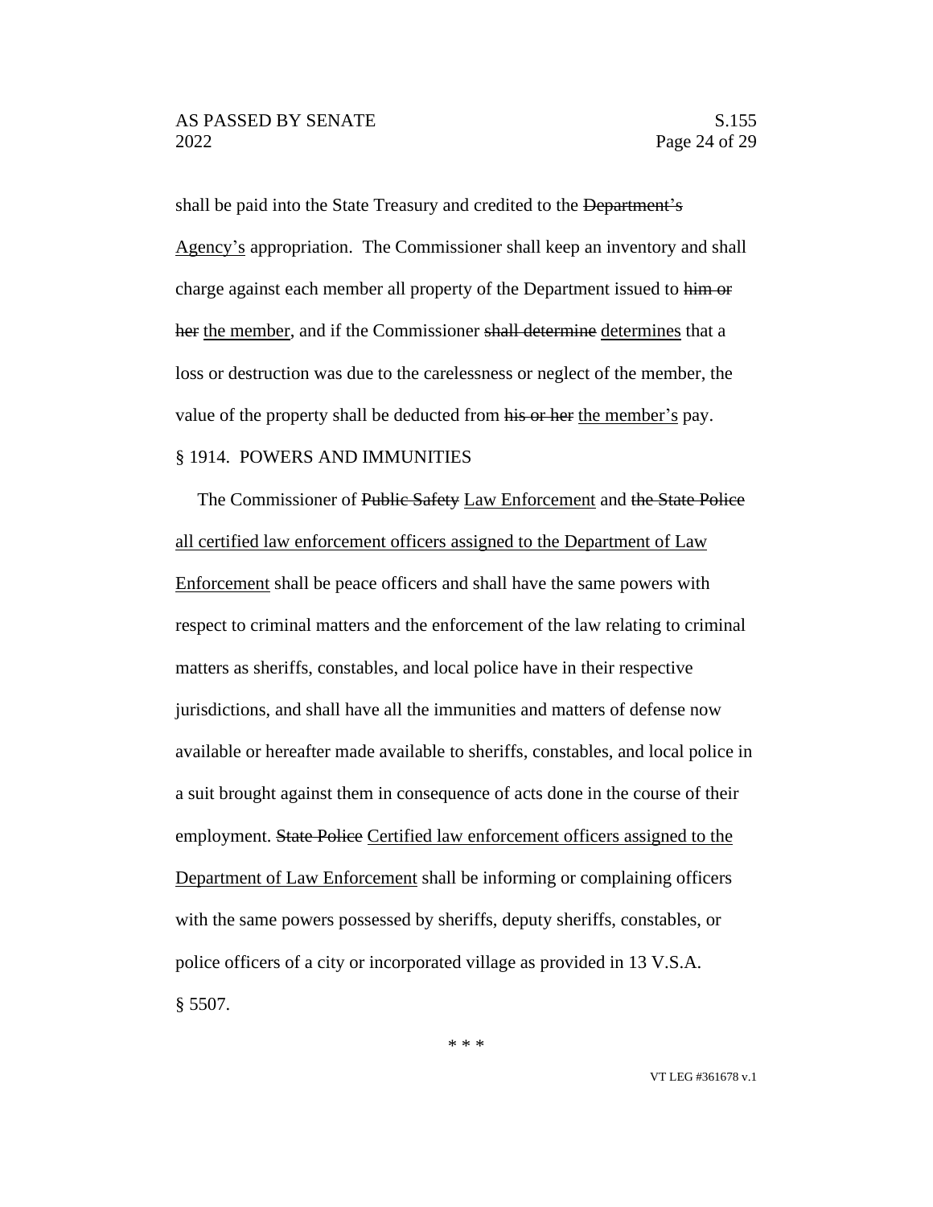shall be paid into the State Treasury and credited to the ~~Department's~~ <u>Agency's</u> appropriation. The Commissioner shall keep an inventory and shall charge against each member all property of the Department issued to ~~him or her~~ <u>the member</u>, and if the Commissioner ~~shall determine~~ <u>determines</u> that a loss or destruction was due to the carelessness or neglect of the member, the value of the property shall be deducted from ~~his or her~~ <u>the member's</u> pay.

§ 1914. POWERS AND IMMUNITIES

The Commissioner of ~~Public Safety~~ <u>Law Enforcement</u> and ~~the State Police~~ <u>all certified law enforcement officers assigned to the Department of Law Enforcement</u> shall be peace officers and shall have the same powers with respect to criminal matters and the enforcement of the law relating to criminal matters as sheriffs, constables, and local police have in their respective jurisdictions, and shall have all the immunities and matters of defense now available or hereafter made available to sheriffs, constables, and local police in a suit brought against them in consequence of acts done in the course of their employment. ~~State Police~~ <u>Certified law enforcement officers assigned to the Department of Law Enforcement</u> shall be informing or complaining officers with the same powers possessed by sheriffs, deputy sheriffs, constables, or police officers of a city or incorporated village as provided in 13 V.S.A. § 5507.

\* \* \*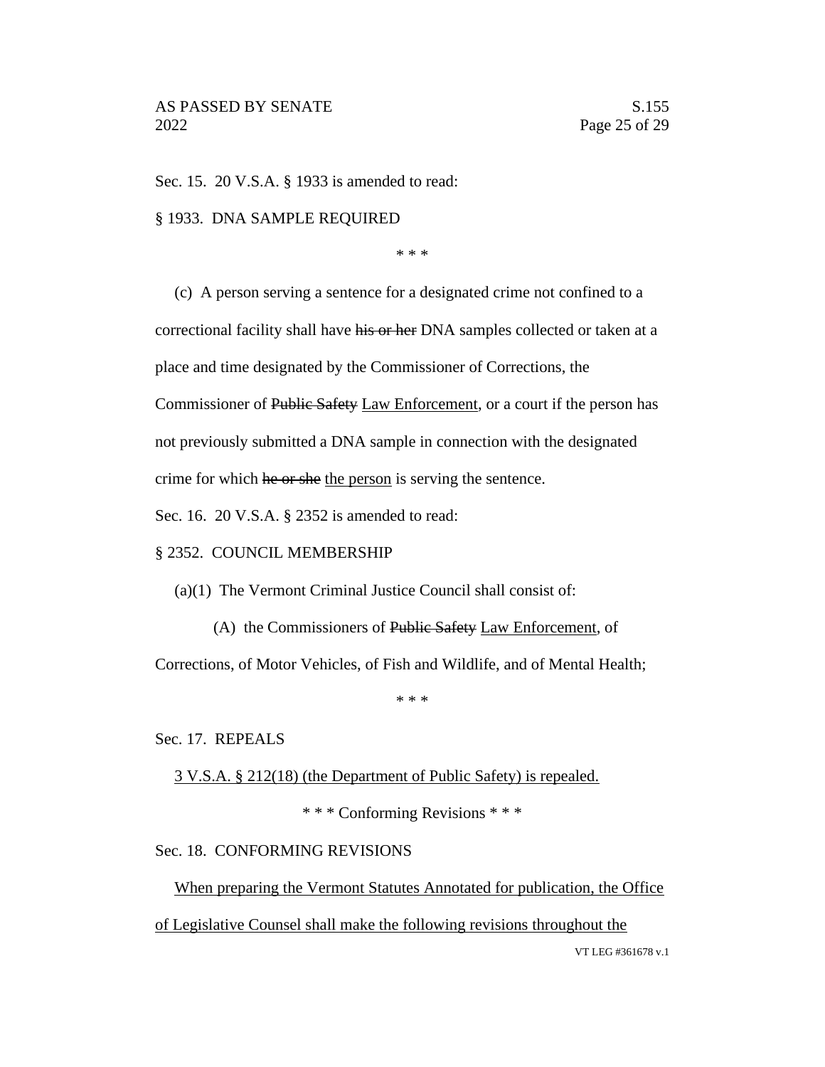Sec. 15. 20 V.S.A. § 1933 is amended to read:

§ 1933. DNA SAMPLE REQUIRED

\* \* \*

(c) A person serving a sentence for a designated crime not confined to a correctional facility shall have ~~his or her~~ DNA samples collected or taken at a place and time designated by the Commissioner of Corrections, the Commissioner of ~~Public Safety~~ Law Enforcement, or a court if the person has not previously submitted a DNA sample in connection with the designated crime for which ~~he or she~~ the person is serving the sentence.

Sec. 16. 20 V.S.A. § 2352 is amended to read:

§ 2352. COUNCIL MEMBERSHIP

(a)(1) The Vermont Criminal Justice Council shall consist of:

(A) the Commissioners of ~~Public Safety~~ Law Enforcement, of Corrections, of Motor Vehicles, of Fish and Wildlife, and of Mental Health;

\* \* \*

Sec. 17. REPEALS

3 V.S.A. § 212(18) (the Department of Public Safety) is repealed.

\* \* \* Conforming Revisions \* \* \*

Sec. 18. CONFORMING REVISIONS

When preparing the Vermont Statutes Annotated for publication, the Office of Legislative Counsel shall make the following revisions throughout the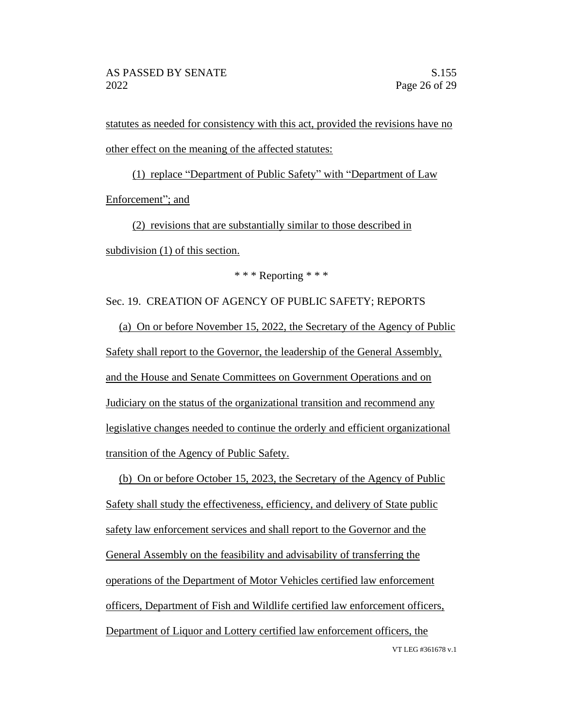statutes as needed for consistency with this act, provided the revisions have no other effect on the meaning of the affected statutes:

(1) replace "Department of Public Safety" with "Department of Law Enforcement"; and

(2) revisions that are substantially similar to those described in subdivision (1) of this section.

\* \* \* Reporting \* \* \*

Sec. 19. CREATION OF AGENCY OF PUBLIC SAFETY; REPORTS

(a) On or before November 15, 2022, the Secretary of the Agency of Public Safety shall report to the Governor, the leadership of the General Assembly, and the House and Senate Committees on Government Operations and on Judiciary on the status of the organizational transition and recommend any legislative changes needed to continue the orderly and efficient organizational transition of the Agency of Public Safety.

(b) On or before October 15, 2023, the Secretary of the Agency of Public Safety shall study the effectiveness, efficiency, and delivery of State public safety law enforcement services and shall report to the Governor and the General Assembly on the feasibility and advisability of transferring the operations of the Department of Motor Vehicles certified law enforcement officers, Department of Fish and Wildlife certified law enforcement officers, Department of Liquor and Lottery certified law enforcement officers, the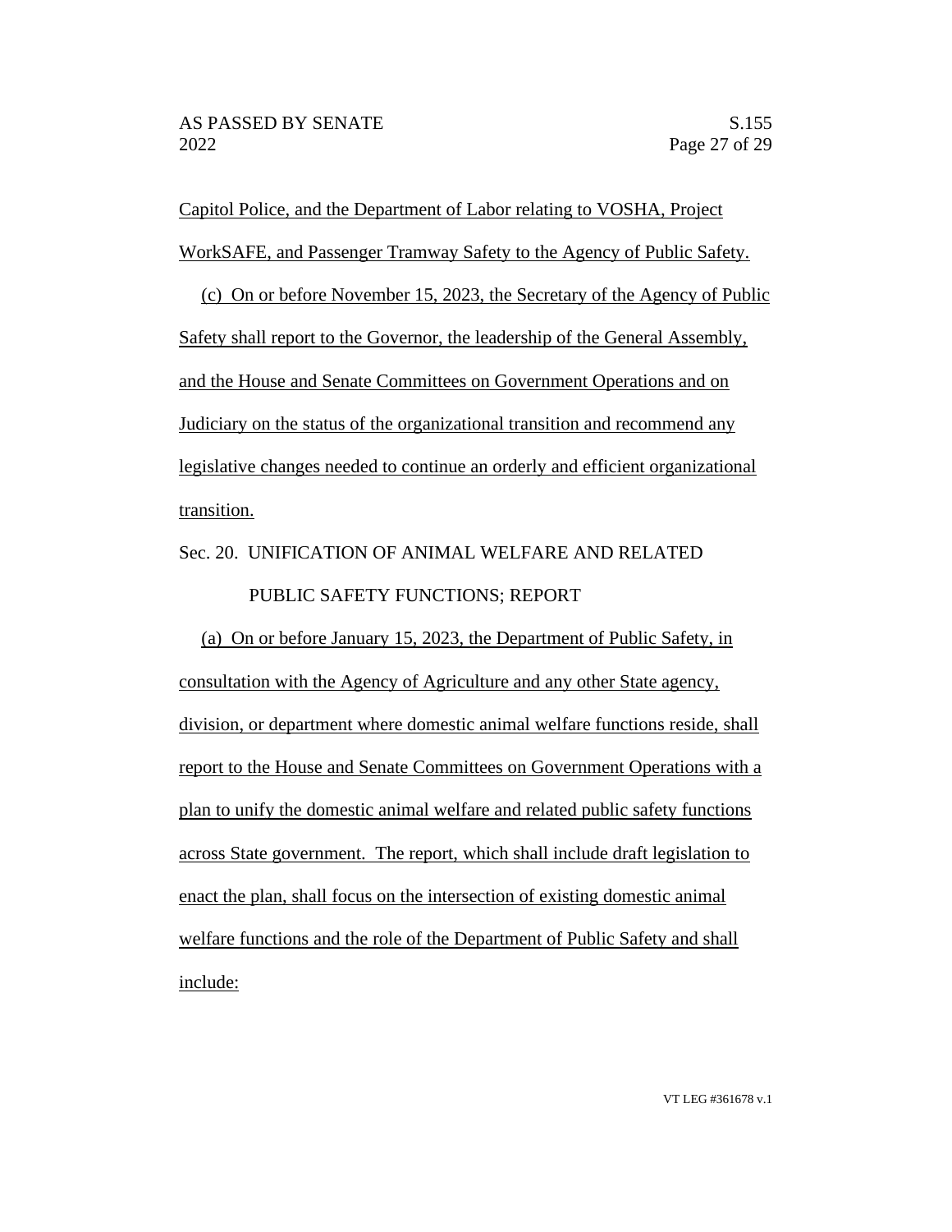Capitol Police, and the Department of Labor relating to VOSHA, Project WorkSAFE, and Passenger Tramway Safety to the Agency of Public Safety.

(c) On or before November 15, 2023, the Secretary of the Agency of Public Safety shall report to the Governor, the leadership of the General Assembly, and the House and Senate Committees on Government Operations and on Judiciary on the status of the organizational transition and recommend any legislative changes needed to continue an orderly and efficient organizational transition.

Sec. 20. UNIFICATION OF ANIMAL WELFARE AND RELATED PUBLIC SAFETY FUNCTIONS; REPORT

(a) On or before January 15, 2023, the Department of Public Safety, in consultation with the Agency of Agriculture and any other State agency, division, or department where domestic animal welfare functions reside, shall report to the House and Senate Committees on Government Operations with a plan to unify the domestic animal welfare and related public safety functions across State government. The report, which shall include draft legislation to enact the plan, shall focus on the intersection of existing domestic animal welfare functions and the role of the Department of Public Safety and shall include: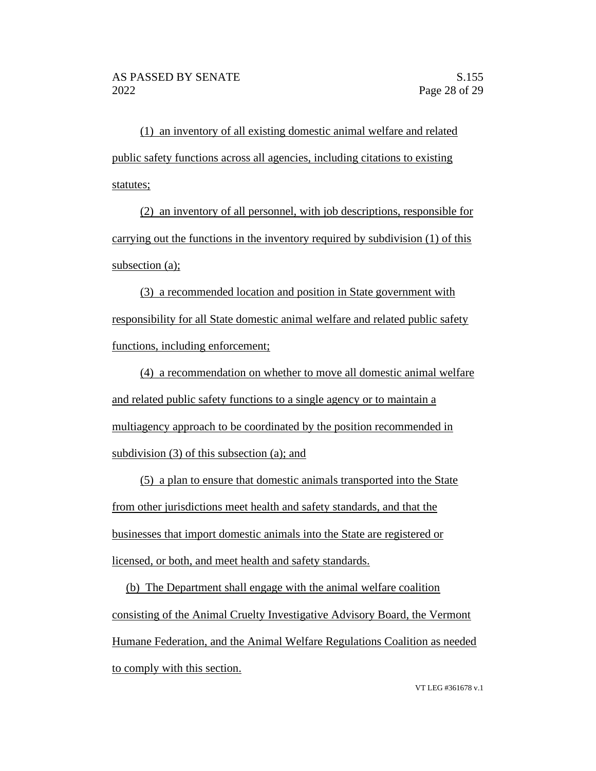(1) an inventory of all existing domestic animal welfare and related public safety functions across all agencies, including citations to existing statutes;

(2) an inventory of all personnel, with job descriptions, responsible for carrying out the functions in the inventory required by subdivision (1) of this subsection (a);

(3) a recommended location and position in State government with responsibility for all State domestic animal welfare and related public safety functions, including enforcement;

(4) a recommendation on whether to move all domestic animal welfare and related public safety functions to a single agency or to maintain a multiagency approach to be coordinated by the position recommended in subdivision (3) of this subsection (a); and

(5) a plan to ensure that domestic animals transported into the State from other jurisdictions meet health and safety standards, and that the businesses that import domestic animals into the State are registered or licensed, or both, and meet health and safety standards.

(b) The Department shall engage with the animal welfare coalition consisting of the Animal Cruelty Investigative Advisory Board, the Vermont Humane Federation, and the Animal Welfare Regulations Coalition as needed to comply with this section.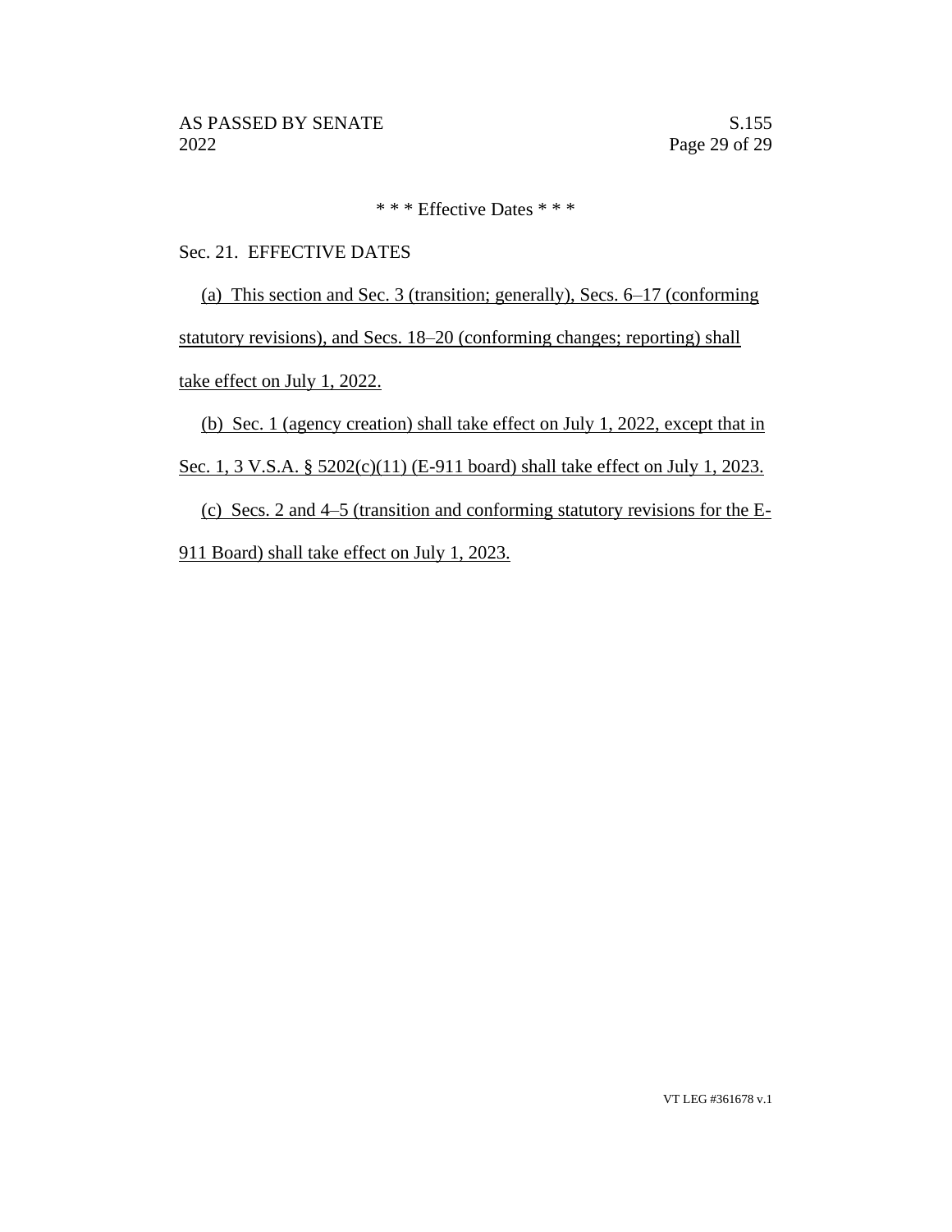\* \* \* Effective Dates \* \* \*

Sec. 21. EFFECTIVE DATES

(a) This section and Sec. 3 (transition; generally), Secs. 6–17 (conforming statutory revisions), and Secs. 18–20 (conforming changes; reporting) shall take effect on July 1, 2022.

(b) Sec. 1 (agency creation) shall take effect on July 1, 2022, except that in Sec. 1, 3 V.S.A. § 5202(c)(11) (E-911 board) shall take effect on July 1, 2023.

(c) Secs. 2 and 4–5 (transition and conforming statutory revisions for the E-911 Board) shall take effect on July 1, 2023.